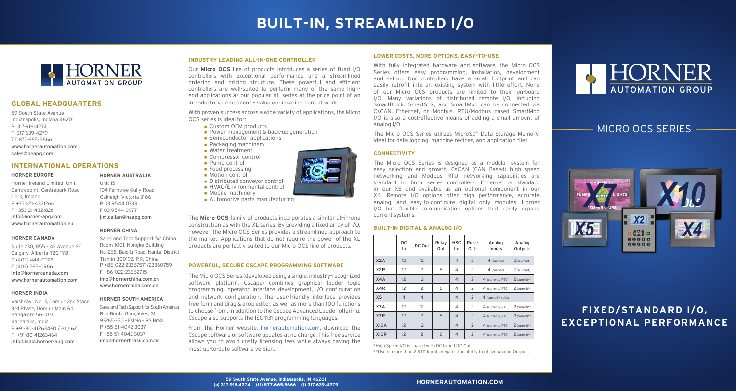# BUILT-IN, STREAMLINED I/O

HORNER AUTOMATION GROUP

## GLOBAL HEADQUARTERS

59 South State Avenue
Indianapolis, Indiana 46201
P 317-916-4274
F 317-639-4279
TF 877-665-5666
www.hornerautomation.com
sales@heapg.com

## INTERNATIONAL OPERATIONS

### HORNER EUROPE

Horner Ireland Limited, Unit 1
Centrepoint, Centrepark Road
Cork, Ireland
P +353-21-4321266
F +353-21-4321826
info@horner-apg.com
www.hornerautomation.eu

### HORNER CANADA

Suite 230, 855 – 42 Avenue SE
Calgary, Alberta T2G 1Y8
P (403) 444-0928
F (403) 265-0966
info@hornercanada.com
www.hornerautomation.com

### HORNER INDIA

Vaishnavi, No. 3, Domlur 2nd Stage
3rd Phase, Domlur Main Rd.
Bangalore 560071
Karnataka, India
P +91-80-41263460 / 61 / 62
F +91-80-41263464
info@india.horner-apg.com

### HORNER AUSTRALIA

Unit 15
104 Ferntree Gully Road
Oakleigh Victoria 3166
P 03 9544 0733
F 03 9544 0977
jim.callan@heapg.com

### HORNER CHINA

Sales and Tech Support for China
Room 1001, Nongke Building
No. 268, Baidilu Road, Nankai District
Tianjin 300192, P.R. China
P +86-022-23367571/23360759
F +86-022-23662715
info@hornerchina.com.cn
www.hornerchina.com.cn

### HORNER SOUTH AMERICA

Sales and Tech Support for South America
Rua Bento Gonçalves, 31
93265-350 – Esteio – RS Brazil
P +55 51-4042-3037
F +55 51-4042-3037
info@hornerbrasil.com.br

## INDUSTRY LEADING ALL-IN-ONE CONTROLLER

Our **Micro OCS** line of products introduces a series of fixed I/O controllers with exceptional performance and a streamlined ordering and pricing structure. These powerful and efficient controllers are well-suited to perform many of the same high-end applications as our popular XL series at the price point of an introductory component – value engineering hard at work.

With proven success across a wide variety of applications, the Micro OCS series is ideal for:

- Custom OEM products
- Power management & back-up generation
- Semiconductor applications
- Packaging machinery
- Water treatment
- Compressor control
- Pump control
- Food processing
- Motion control
- Distributed conveyor control
- HVAC/Environmental control
- Mobile machinery
- Automotive parts manufacturing

The **Micro OCS** family of products incorporates a similar all-in-one construction as with the XL series. By providing a fixed array of I/O, however, the Micro OCS Series provides a streamlined approach to the market. Applications that do not require the power of the XL products are perfectly suited to our Micro OCS line of products.

## POWERFUL, SECURE CSCAPE PROGRAMMING SOFTWARE

The Micro OCS Series (developed using a single, industry-recognized software platform, Cscape) combines graphical ladder logic programming, operator interface development, I/O configuration and network configuration. The user-friendly interface provides free form and drag & drop editor, as well as more than 100 functions to choose from. In addition to the Cscape Advanced Ladder offering, Cscape also supports the IEC 1131 programming languages.

From the Horner website, hornerautomation.com, download the Cscape software or software updates at no charge. This free service allows you to avoid costly licensing fees while always having the most up-to-date software version.

## LOWER COSTS, MORE OPTIONS, EASY-TO-USE

With fully integrated hardware and software, the Micro OCS Series offers easy programming, installation, development and set-up. Our controllers have a small footprint and can easily retrofit into an existing system with little effort. None of our Micro OCS products are limited to their on-board I/O. Many variations of distributed remote I/O, including SmartBlock, SmartStix, and SmartMod can be connected via CsCAN, Ethernet, or Modbus. RTU/Modbus based SmartMod I/O is also a cost-effective means of adding a small amount of analog I/O.

The Micro OCS Series utilizes MicroSD™ Data Storage Memory, ideal for data logging, machine recipes, and application files.

## CONNECTIVITY

The Micro OCS Series is designed as a modular system for easy selection and growth; CsCAN (CAN Based) high speed networking and Modbus RTU networking capabilities are standard in both series controllers. Ethernet is standard in our X5 and available as an optional component in our X4. Remote I/O options offer high performance, accurate analog, and easy-to-configure digital only modules. Horner I/O has flexible communication options that easily expand current systems.

## BUILT-IN DIGITAL & ANALOG I/O

| | DC In | DC Out | Relay Out | HSC In* | Pulse Out* | Analog Inputs | Analog Outputs |
|---|---|---|---|---|---|---|---|
| X2A | 12 | 12 | | 4 | 2 | 4 (current) | 2 (current) |
| X2R | 12 | 2 | 6 | 4 | 2 | 4 (current) | 2 (current) |
| X4A | 12 | 12 | | 4 | 2 | 4 (current / RTD) | 2 (current)** |
| X4R | 12 | 2 | 6 | 4 | 2 | 4 (current / RTD) | 2 (current)** |
| X5 | 4 | 4 | | 4 | 2 | 4 (current / volts) | |
| X7A | 12 | 12 | | 4 | 2 | 4 (current / RTD) | 2 (current)** |
| X7R | 12 | 2 | 6 | 4 | 2 | 4 (current / RTD) | 2 (current)** |
| X10A | 12 | 12 | | 4 | 2 | 4 (current / RTD) | 2 (current)** |
| X10R | 12 | 2 | 6 | 4 | 2 | 4 (current / RTD) | 2 (current)** |

*High Speed I/O is shared with DC In and DC Out

**Use of more than 2 RTD Inputs negates the ability to utilize Analog Outputs

HORNER AUTOMATION GROUP

MICRO OCS SERIES

# FIXED/STANDARD I/O, EXCEPTIONAL PERFORMANCE

59 South State Avenue, Indianapolis, IN 46201
(p) 317.916.4274 (tf) 877.665.5666 (f) 317.639.4279

HORNERAUTOMATION.COM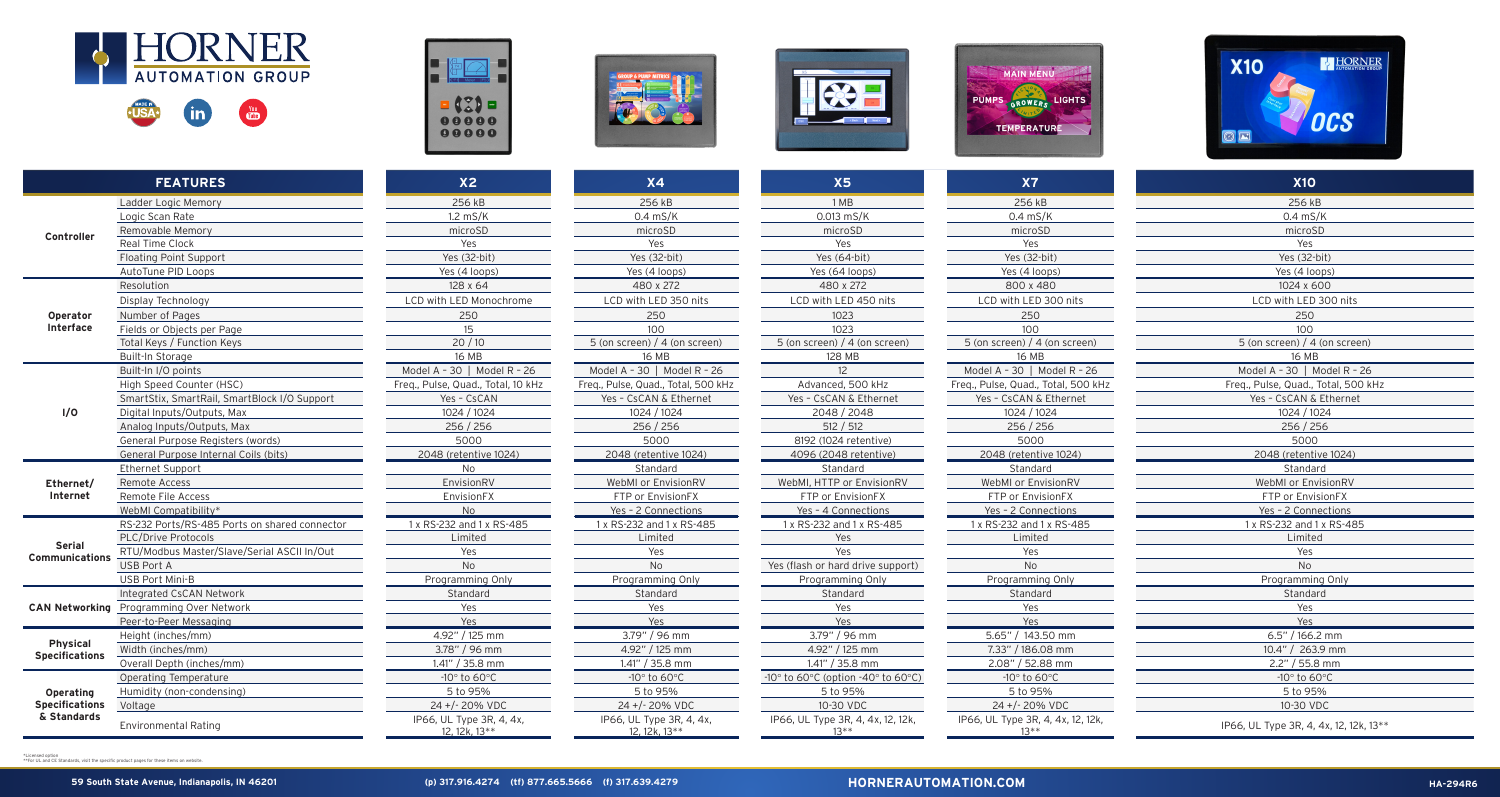| FEATURES | | X2 | X4 | X5 | X7 | X10 |
|---|---|---|---|---|---|---|
| Controller | Ladder Logic Memory | 256 kB | 256 kB | 1 MB | 256 kB | 256 kB |
| | Logic Scan Rate | 1.2 mS/K | 0.4 mS/K | 0.013 mS/K | 0.4 mS/K | 0.4 mS/K |
| | Removable Memory | microSD | microSD | microSD | microSD | microSD |
| | Real Time Clock | Yes | Yes | Yes | Yes | Yes |
| | Floating Point Support | Yes (32-bit) | Yes (32-bit) | Yes (64-bit) | Yes (32-bit) | Yes (32-bit) |
| | AutoTune PID Loops | Yes (4 loops) | Yes (4 loops) | Yes (64 loops) | Yes (4 loops) | Yes (4 loops) |
| Operator Interface | Resolution | 128 x 64 | 480 x 272 | 480 x 272 | 800 x 480 | 1024 x 600 |
| | Display Technology | LCD with LED Monochrome | LCD with LED 350 nits | LCD with LED 450 nits | LCD with LED 300 nits | LCD with LED 300 nits |
| | Number of Pages | 250 | 250 | 1023 | 250 | 250 |
| | Fields or Objects per Page | 15 | 100 | 1023 | 100 | 100 |
| | Total Keys / Function Keys | 20 / 10 | 5 (on screen) / 4 (on screen) | 5 (on screen) / 4 (on screen) | 5 (on screen) / 4 (on screen) | 5 (on screen) / 4 (on screen) |
| | Built-In Storage | 16 MB | 16 MB | 128 MB | 16 MB | 16 MB |
| I/O | Built-In I/O points | Model A - 30 \| Model R - 26 | Model A - 30 \| Model R - 26 | 12 | Model A - 30 \| Model R - 26 | Model A - 30 \| Model R - 26 |
| | High Speed Counter (HSC) | Freq., Pulse, Quad., Total, 10 kHz | Freq., Pulse, Quad., Total, 500 kHz | Advanced, 500 kHz | Freq., Pulse, Quad., Total, 500 kHz | Freq., Pulse, Quad., Total, 500 kHz |
| | SmartStix, SmartRail, SmartBlock I/O Support | Yes - CsCAN | Yes - CsCAN & Ethernet | Yes - CsCAN & Ethernet | Yes - CsCAN & Ethernet | Yes - CsCAN & Ethernet |
| | Digital Inputs/Outputs, Max | 1024 / 1024 | 1024 / 1024 | 2048 / 2048 | 1024 / 1024 | 1024 / 1024 |
| | Analog Inputs/Outputs, Max | 256 / 256 | 256 / 256 | 512 / 512 | 256 / 256 | 256 / 256 |
| | General Purpose Registers (words) | 5000 | 5000 | 8192 (1024 retentive) | 5000 | 5000 |
| | General Purpose Internal Coils (bits) | 2048 (retentive 1024) | 2048 (retentive 1024) | 4096 (2048 retentive) | 2048 (retentive 1024) | 2048 (retentive 1024) |
| Ethernet/ Internet | Ethernet Support | No | Standard | Standard | Standard | Standard |
| | Remote Access | EnvisionRV | WebMI or EnvisionRV | WebMI, HTTP or EnvisionRV | WebMI or EnvisionRV | WebMI or EnvisionRV |
| | Remote File Access | EnvisionFX | FTP or EnvisionFX | FTP or EnvisionFX | FTP or EnvisionFX | FTP or EnvisionFX |
| | WebMI Compatibility* | No | Yes - 2 Connections | Yes - 4 Connections | Yes - 2 Connections | Yes - 2 Connections |
| Serial Communications | RS-232 Ports/RS-485 Ports on shared connector | 1 x RS-232 and 1 x RS-485 | 1 x RS-232 and 1 x RS-485 | 1 x RS-232 and 1 x RS-485 | 1 x RS-232 and 1 x RS-485 | 1 x RS-232 and 1 x RS-485 |
| | PLC/Drive Protocols | Limited | Limited | Yes | Limited | Limited |
| | RTU/Modbus Master/Slave/Serial ASCII In/Out | Yes | Yes | Yes | Yes | Yes |
| | USB Port A | No | No | Yes (flash or hard drive support) | No | No |
| | USB Port Mini-B | Programming Only | Programming Only | Programming Only | Programming Only | Programming Only |
| CAN Networking | Integrated CsCAN Network | Standard | Standard | Standard | Standard | Standard |
| | Programming Over Network | Yes | Yes | Yes | Yes | Yes |
| | Peer-to-Peer Messaging | Yes | Yes | Yes | Yes | Yes |
| Physical Specifications | Height (inches/mm) | 4.92" / 125 mm | 3.79" / 96 mm | 3.79" / 96 mm | 5.65" / 143.50 mm | 6.5" / 166.2 mm |
| | Width (inches/mm) | 3.78" / 96 mm | 4.92" / 125 mm | 4.92" / 125 mm | 7.33" / 186.08 mm | 10.4" / 263.9 mm |
| | Overall Depth (inches/mm) | 1.41" / 35.8 mm | 1.41" / 35.8 mm | 1.41" / 35.8 mm | 2.08" / 52.88 mm | 2.2" / 55.8 mm |
| Operating Specifications & Standards | Operating Temperature | -10° to 60°C | -10° to 60°C | -10° to 60°C (option -40° to 60°C) | -10° to 60°C | -10° to 60°C |
| | Humidity (non-condensing) | 5 to 95% | 5 to 95% | 5 to 95% | 5 to 95% | 5 to 95% |
| | Voltage | 24 +/- 20% VDC | 24 +/- 20% VDC | 10-30 VDC | 24 +/- 20% VDC | 10-30 VDC |
| | Environmental Rating | IP66, UL Type 3R, 4, 4x, 12, 12k, 13** | IP66, UL Type 3R, 4, 4x, 12, 12k, 13** | IP66, UL Type 3R, 4, 4x, 12, 12k, 13** | IP66, UL Type 3R, 4, 4x, 12, 12k, 13** | IP66, UL Type 3R, 4, 4x, 12, 12k, 13** |

*Licensed option
**For UL and CE Standards, visit the specific product pages for these items on website.

59 South State Avenue, Indianapolis, IN 46201 (p) 317.916.4274 (tf) 877.665.5666 (f) 317.639.4279

HORNERAUTOMATION.COM

HA-294R6